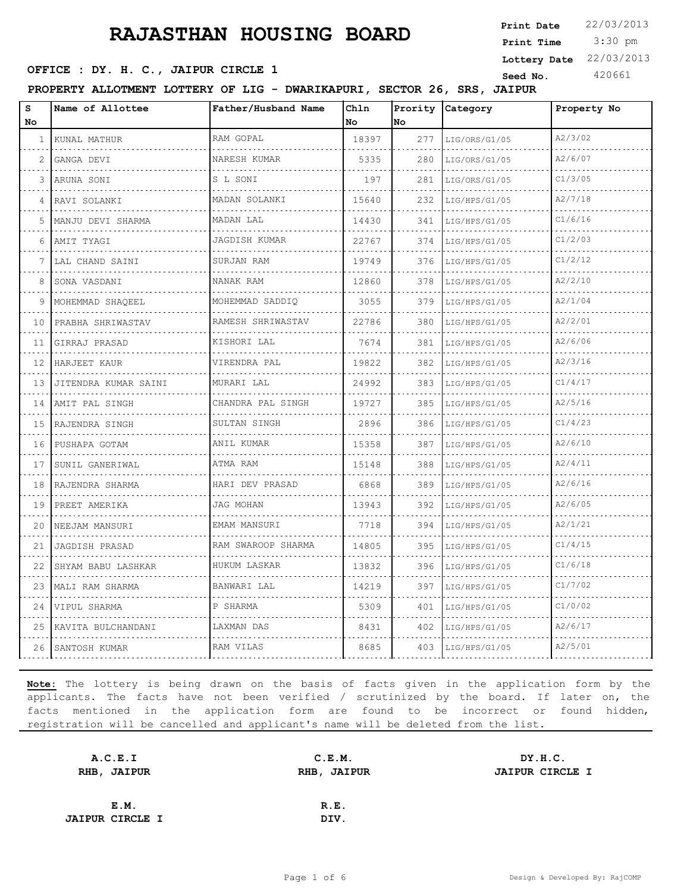# RAJASTHAN HOUSING BOARD

**Print Date** 22/03/2013
**Print Time** 3:30 pm
**Lottery Date** 22/03/2013
**Seed No.** 420661

**OFFICE : DY. H. C., JAIPUR CIRCLE 1**

**PROPERTY ALLOTMENT LOTTERY OF LIG - DWARIKAPURI, SECTOR 26, SRS, JAIPUR**

| S No | Name of Allottee | Father/Husband Name | Chln No | Prority No | Category | Property No |
|---|---|---|---|---|---|---|
| 1 | KUNAL MATHUR | RAM GOPAL | 18397 | 277 | LIG/ORS/G1/05 | A2/3/02 |
| 2 | GANGA DEVI | NARESH KUMAR | 5335 | 280 | LIG/ORS/G1/05 | A2/6/07 |
| 3 | ARUNA SONI | S L SONI | 197 | 281 | LIG/ORS/G1/05 | C1/3/05 |
| 4 | RAVI SOLANKI | MADAN SOLANKI | 15640 | 232 | LIG/HPS/G1/05 | A2/7/18 |
| 5 | MANJU DEVI SHARMA | MADAN LAL | 14430 | 341 | LIG/HPS/G1/05 | C1/6/16 |
| 6 | AMIT TYAGI | JAGDISH KUMAR | 22767 | 374 | LIG/HPS/G1/05 | C1/2/03 |
| 7 | LAL CHAND SAINI | SURJAN RAM | 19749 | 376 | LIG/HPS/G1/05 | C1/2/12 |
| 8 | SONA VASDANI | NANAK RAM | 12860 | 378 | LIG/HPS/G1/05 | A2/2/10 |
| 9 | MOHEMMAD SHAQEEL | MOHEMMAD SADDIQ | 3055 | 379 | LIG/HPS/G1/05 | A2/1/04 |
| 10 | PRABHA SHRIWASTAV | RAMESH SHRIWASTAV | 22786 | 380 | LIG/HPS/G1/05 | A2/2/01 |
| 11 | GIRRAJ PRASAD | KISHORI LAL | 7674 | 381 | LIG/HPS/G1/05 | A2/6/06 |
| 12 | HARJEET KAUR | VIRENDRA PAL | 19822 | 382 | LIG/HPS/G1/05 | A2/3/16 |
| 13 | JITENDRA KUMAR SAINI | MURARI LAL | 24992 | 383 | LIG/HPS/G1/05 | C1/4/17 |
| 14 | AMIT PAL SINGH | CHANDRA PAL SINGH | 19727 | 385 | LIG/HPS/G1/05 | A2/5/16 |
| 15 | RAJENDRA SINGH | SULTAN SINGH | 2896 | 386 | LIG/HPS/G1/05 | C1/4/23 |
| 16 | PUSHAPA GOTAM | ANIL KUMAR | 15358 | 387 | LIG/HPS/G1/05 | A2/6/10 |
| 17 | SUNIL GANERIWAL | ATMA RAM | 15148 | 388 | LIG/HPS/G1/05 | A2/4/11 |
| 18 | RAJENDRA SHARMA | HARI DEV PRASAD | 6868 | 389 | LIG/HPS/G1/05 | A2/6/16 |
| 19 | PREET AMERIKA | JAG MOHAN | 13943 | 392 | LIG/HPS/G1/05 | A2/6/05 |
| 20 | NEEJAM MANSURI | EMAM MANSURI | 7718 | 394 | LIG/HPS/G1/05 | A2/1/21 |
| 21 | JAGDISH PRASAD | RAM SWAROOP SHARMA | 14805 | 395 | LIG/HPS/G1/05 | C1/4/15 |
| 22 | SHYAM BABU LASHKAR | HUKUM LASKAR | 13832 | 396 | LIG/HPS/G1/05 | C1/6/18 |
| 23 | MALI RAM SHARMA | BANWARI LAL | 14219 | 397 | LIG/HPS/G1/05 | C1/7/02 |
| 24 | VIPUL SHARMA | P SHARMA | 5309 | 401 | LIG/HPS/G1/05 | C1/0/02 |
| 25 | KAVITA BULCHANDANI | LAXMAN DAS | 8431 | 402 | LIG/HPS/G1/05 | A2/6/17 |
| 26 | SANTOSH KUMAR | RAM VILAS | 8685 | 403 | LIG/HPS/G1/05 | A2/5/01 |

**Note:** The lottery is being drawn on the basis of facts given in the application form by the applicants. The facts have not been verified / scrutinized by the board. If later on, the facts mentioned in the application form are found to be incorrect or found hidden, registration will be cancelled and applicant's name will be deleted from the list.

| **A.C.E.I**<br>**RHB, JAIPUR** | **C.E.M.**<br>**RHB, JAIPUR** | **DY.H.C.**<br>**JAIPUR CIRCLE I** |
|---|---|---|
| **E.M.**<br>**JAIPUR CIRCLE I** | **R.E.**<br>**DIV.** | |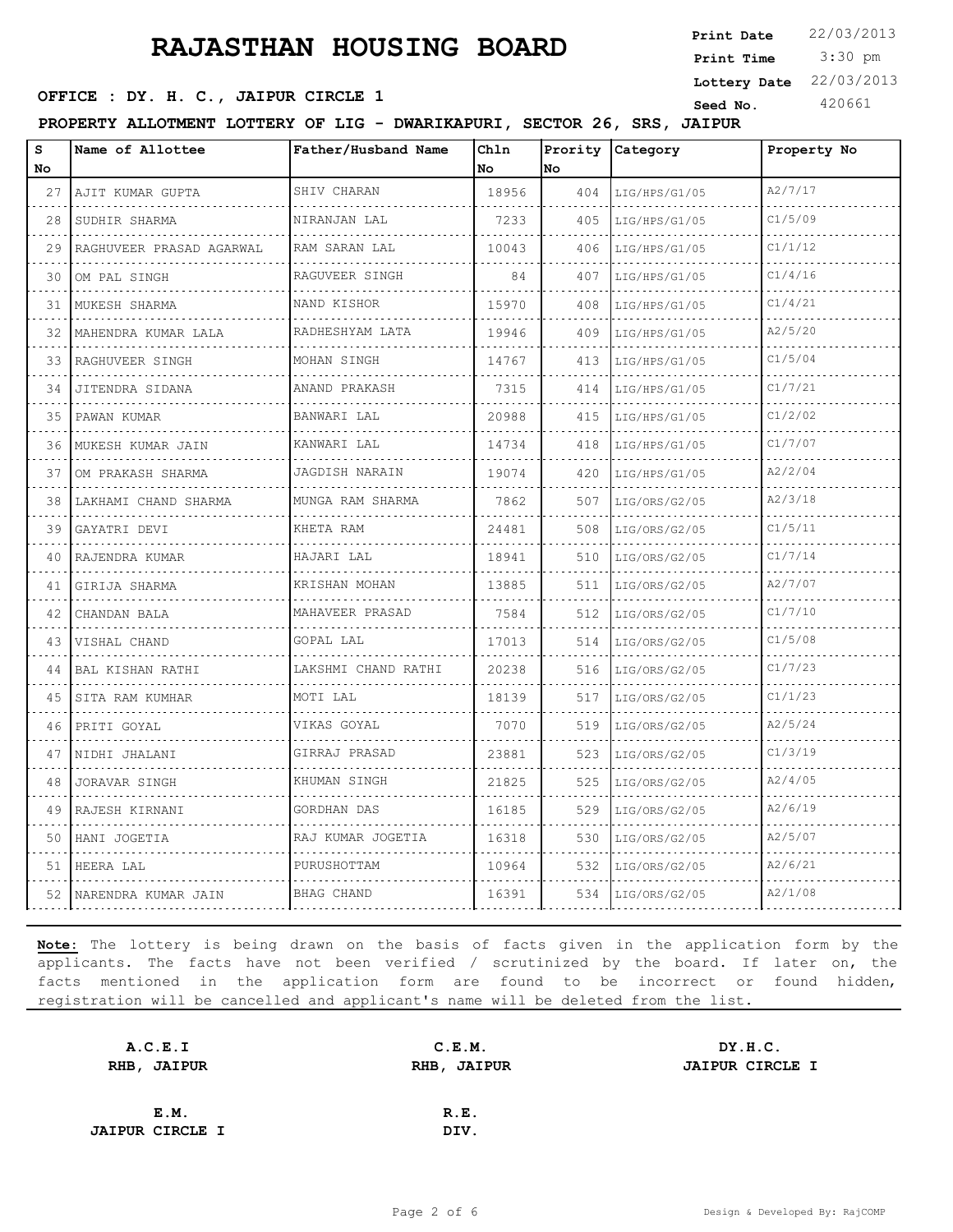# RAJASTHAN HOUSING BOARD

**Print Date** 22/03/2013
**Print Time** 3:30 pm
**Lottery Date** 22/03/2013
**Seed No.** 420661

**OFFICE : DY. H. C., JAIPUR CIRCLE 1**

**PROPERTY ALLOTMENT LOTTERY OF LIG - DWARIKAPURI, SECTOR 26, SRS, JAIPUR**

| S No | Name of Allottee | Father/Husband Name | Chln No | Prority No | Category | Property No |
|---|---|---|---|---|---|---|
| 27 | AJIT KUMAR GUPTA | SHIV CHARAN | 18956 | 404 | LIG/HPS/G1/05 | A2/7/17 |
| 28 | SUDHIR SHARMA | NIRANJAN LAL | 7233 | 405 | LIG/HPS/G1/05 | C1/5/09 |
| 29 | RAGHUVEER PRASAD AGARWAL | RAM SARAN LAL | 10043 | 406 | LIG/HPS/G1/05 | C1/1/12 |
| 30 | OM PAL SINGH | RAGUVEER SINGH | 84 | 407 | LIG/HPS/G1/05 | C1/4/16 |
| 31 | MUKESH SHARMA | NAND KISHOR | 15970 | 408 | LIG/HPS/G1/05 | C1/4/21 |
| 32 | MAHENDRA KUMAR LALA | RADHESHYAM LATA | 19946 | 409 | LIG/HPS/G1/05 | A2/5/20 |
| 33 | RAGHUVEER SINGH | MOHAN SINGH | 14767 | 413 | LIG/HPS/G1/05 | C1/5/04 |
| 34 | JITENDRA SIDANA | ANAND PRAKASH | 7315 | 414 | LIG/HPS/G1/05 | C1/7/21 |
| 35 | PAWAN KUMAR | BANWARI LAL | 20988 | 415 | LIG/HPS/G1/05 | C1/2/02 |
| 36 | MUKESH KUMAR JAIN | KANWARI LAL | 14734 | 418 | LIG/HPS/G1/05 | C1/7/07 |
| 37 | OM PRAKASH SHARMA | JAGDISH NARAIN | 19074 | 420 | LIG/HPS/G1/05 | A2/2/04 |
| 38 | LAKHAMI CHAND SHARMA | MUNGA RAM SHARMA | 7862 | 507 | LIG/ORS/G2/05 | A2/3/18 |
| 39 | GAYATRI DEVI | KHETA RAM | 24481 | 508 | LIG/ORS/G2/05 | C1/5/11 |
| 40 | RAJENDRA KUMAR | HAJARI LAL | 18941 | 510 | LIG/ORS/G2/05 | C1/7/14 |
| 41 | GIRIJA SHARMA | KRISHAN MOHAN | 13885 | 511 | LIG/ORS/G2/05 | A2/7/07 |
| 42 | CHANDAN BALA | MAHAVEER PRASAD | 7584 | 512 | LIG/ORS/G2/05 | C1/7/10 |
| 43 | VISHAL CHAND | GOPAL LAL | 17013 | 514 | LIG/ORS/G2/05 | C1/5/08 |
| 44 | BAL KISHAN RATHI | LAKSHMI CHAND RATHI | 20238 | 516 | LIG/ORS/G2/05 | C1/7/23 |
| 45 | SITA RAM KUMHAR | MOTI LAL | 18139 | 517 | LIG/ORS/G2/05 | C1/1/23 |
| 46 | PRITI GOYAL | VIKAS GOYAL | 7070 | 519 | LIG/ORS/G2/05 | A2/5/24 |
| 47 | NIDHI JHALANI | GIRRAJ PRASAD | 23881 | 523 | LIG/ORS/G2/05 | C1/3/19 |
| 48 | JORAVAR SINGH | KHUMAN SINGH | 21825 | 525 | LIG/ORS/G2/05 | A2/4/05 |
| 49 | RAJESH KIRNANI | GORDHAN DAS | 16185 | 529 | LIG/ORS/G2/05 | A2/6/19 |
| 50 | HANI JOGETIA | RAJ KUMAR JOGETIA | 16318 | 530 | LIG/ORS/G2/05 | A2/5/07 |
| 51 | HEERA LAL | PURUSHOTTAM | 10964 | 532 | LIG/ORS/G2/05 | A2/6/21 |
| 52 | NARENDRA KUMAR JAIN | BHAG CHAND | 16391 | 534 | LIG/ORS/G2/05 | A2/1/08 |

**Note:** The lottery is being drawn on the basis of facts given in the application form by the applicants. The facts have not been verified / scrutinized by the board. If later on, the facts mentioned in the application form are found to be incorrect or found hidden, registration will be cancelled and applicant's name will be deleted from the list.

**A.C.E.I**
**RHB, JAIPUR**

**C.E.M.**
**RHB, JAIPUR**

**DY.H.C.**
**JAIPUR CIRCLE I**

**E.M.**
**JAIPUR CIRCLE I**

**R.E.**
**DIV.**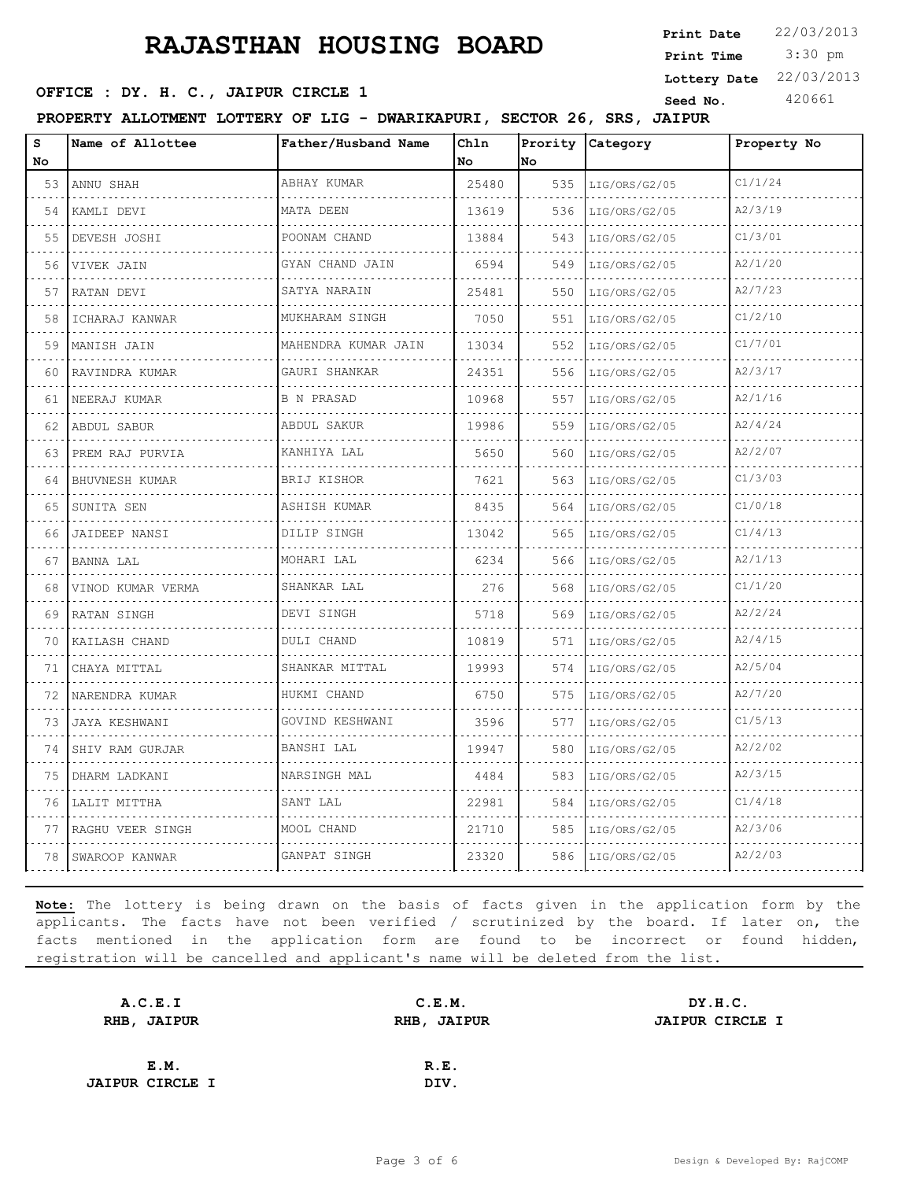# RAJASTHAN HOUSING BOARD

**Print Date** 22/03/2013
**Print Time** 3:30 pm
**Lottery Date** 22/03/2013
**Seed No.** 420661

**OFFICE : DY. H. C., JAIPUR CIRCLE 1**

**PROPERTY ALLOTMENT LOTTERY OF LIG - DWARIKAPURI, SECTOR 26, SRS, JAIPUR**

| S No | Name of Allottee | Father/Husband Name | Chln No | Prority No | Category | Property No |
|---|---|---|---|---|---|---|
| 53 | ANNU SHAH | ABHAY KUMAR | 25480 | 535 | LIG/ORS/G2/05 | C1/1/24 |
| 54 | KAMLI DEVI | MATA DEEN | 13619 | 536 | LIG/ORS/G2/05 | A2/3/19 |
| 55 | DEVESH JOSHI | POONAM CHAND | 13884 | 543 | LIG/ORS/G2/05 | C1/3/01 |
| 56 | VIVEK JAIN | GYAN CHAND JAIN | 6594 | 549 | LIG/ORS/G2/05 | A2/1/20 |
| 57 | RATAN DEVI | SATYA NARAIN | 25481 | 550 | LIG/ORS/G2/05 | A2/7/23 |
| 58 | ICHARAJ KANWAR | MUKHARAM SINGH | 7050 | 551 | LIG/ORS/G2/05 | C1/2/10 |
| 59 | MANISH JAIN | MAHENDRA KUMAR JAIN | 13034 | 552 | LIG/ORS/G2/05 | C1/7/01 |
| 60 | RAVINDRA KUMAR | GAURI SHANKAR | 24351 | 556 | LIG/ORS/G2/05 | A2/3/17 |
| 61 | NEERAJ KUMAR | B N PRASAD | 10968 | 557 | LIG/ORS/G2/05 | A2/1/16 |
| 62 | ABDUL SABUR | ABDUL SAKUR | 19986 | 559 | LIG/ORS/G2/05 | A2/4/24 |
| 63 | PREM RAJ PURVIA | KANHIYA LAL | 5650 | 560 | LIG/ORS/G2/05 | A2/2/07 |
| 64 | BHUVNESH KUMAR | BRIJ KISHOR | 7621 | 563 | LIG/ORS/G2/05 | C1/3/03 |
| 65 | SUNITA SEN | ASHISH KUMAR | 8435 | 564 | LIG/ORS/G2/05 | C1/0/18 |
| 66 | JAIDEEP NANSI | DILIP SINGH | 13042 | 565 | LIG/ORS/G2/05 | C1/4/13 |
| 67 | BANNA LAL | MOHARI LAL | 6234 | 566 | LIG/ORS/G2/05 | A2/1/13 |
| 68 | VINOD KUMAR VERMA | SHANKAR LAL | 276 | 568 | LIG/ORS/G2/05 | C1/1/20 |
| 69 | RATAN SINGH | DEVI SINGH | 5718 | 569 | LIG/ORS/G2/05 | A2/2/24 |
| 70 | KAILASH CHAND | DULI CHAND | 10819 | 571 | LIG/ORS/G2/05 | A2/4/15 |
| 71 | CHAYA MITTAL | SHANKAR MITTAL | 19993 | 574 | LIG/ORS/G2/05 | A2/5/04 |
| 72 | NARENDRA KUMAR | HUKMI CHAND | 6750 | 575 | LIG/ORS/G2/05 | A2/7/20 |
| 73 | JAYA KESHWANI | GOVIND KESHWANI | 3596 | 577 | LIG/ORS/G2/05 | C1/5/13 |
| 74 | SHIV RAM GURJAR | BANSHI LAL | 19947 | 580 | LIG/ORS/G2/05 | A2/2/02 |
| 75 | DHARM LADKANI | NARSINGH MAL | 4484 | 583 | LIG/ORS/G2/05 | A2/3/15 |
| 76 | LALIT MITTHA | SANT LAL | 22981 | 584 | LIG/ORS/G2/05 | C1/4/18 |
| 77 | RAGHU VEER SINGH | MOOL CHAND | 21710 | 585 | LIG/ORS/G2/05 | A2/3/06 |
| 78 | SWAROOP KANWAR | GANPAT SINGH | 23320 | 586 | LIG/ORS/G2/05 | A2/2/03 |

**Note:** The lottery is being drawn on the basis of facts given in the application form by the applicants. The facts have not been verified / scrutinized by the board. If later on, the facts mentioned in the application form are found to be incorrect or found hidden, registration will be cancelled and applicant's name will be deleted from the list.

**A.C.E.I**
**RHB, JAIPUR**

**C.E.M.**
**RHB, JAIPUR**

**DY.H.C.**
**JAIPUR CIRCLE I**

**E.M.**
**JAIPUR CIRCLE I**

**R.E.**
**DIV.**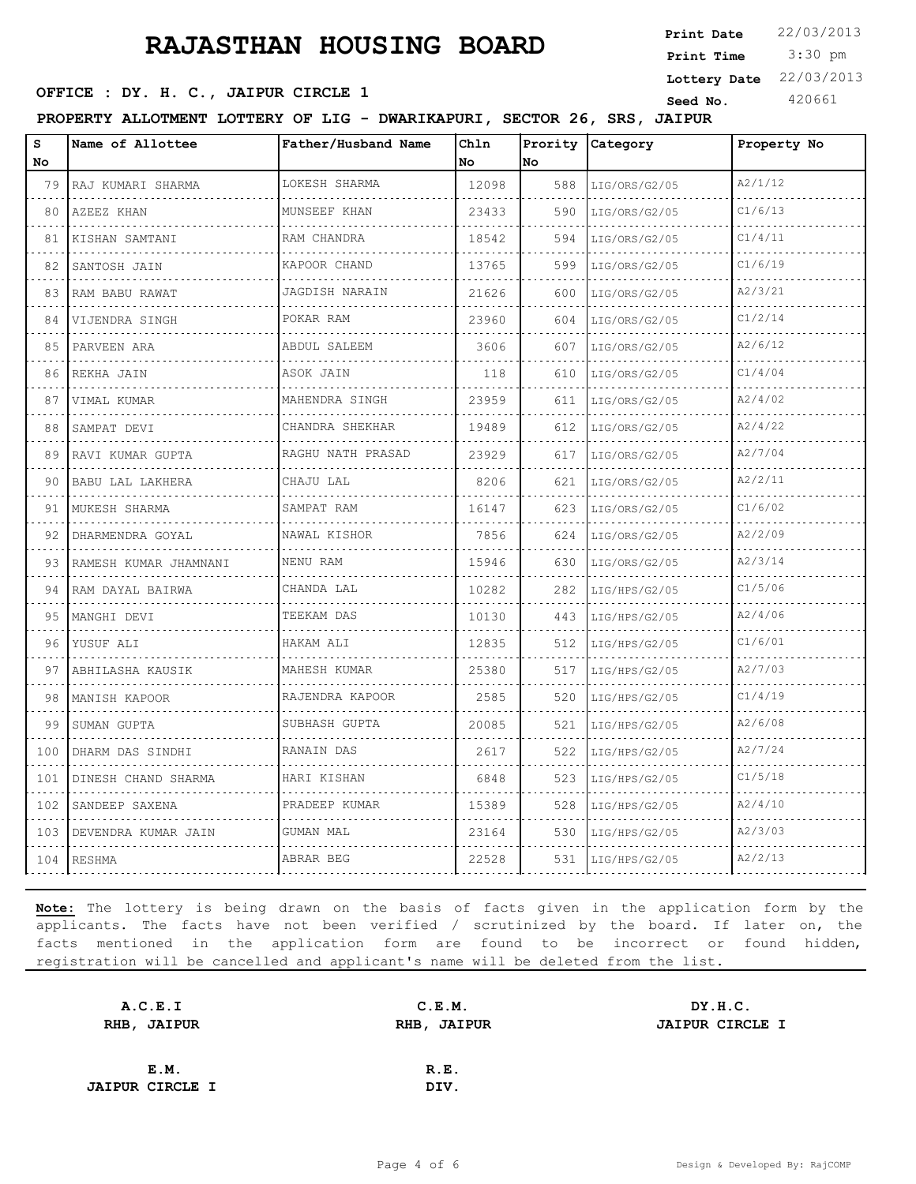# RAJASTHAN HOUSING BOARD

**OFFICE : DY. H. C., JAIPUR CIRCLE 1**

**Print Date** 22/03/2013
**Print Time** 3:30 pm
**Lottery Date** 22/03/2013
**Seed No.** 420661

**PROPERTY ALLOTMENT LOTTERY OF LIG - DWARIKAPURI, SECTOR 26, SRS, JAIPUR**

| S No | Name of Allottee | Father/Husband Name | Chln No | Prority No | Category | Property No |
|---|---|---|---|---|---|---|
| 79 | RAJ KUMARI SHARMA | LOKESH SHARMA | 12098 | 588 | LIG/ORS/G2/05 | A2/1/12 |
| 80 | AZEEZ KHAN | MUNSEEF KHAN | 23433 | 590 | LIG/ORS/G2/05 | C1/6/13 |
| 81 | KISHAN SAMTANI | RAM CHANDRA | 18542 | 594 | LIG/ORS/G2/05 | C1/4/11 |
| 82 | SANTOSH JAIN | KAPOOR CHAND | 13765 | 599 | LIG/ORS/G2/05 | C1/6/19 |
| 83 | RAM BABU RAWAT | JAGDISH NARAIN | 21626 | 600 | LIG/ORS/G2/05 | A2/3/21 |
| 84 | VIJENDRA SINGH | POKAR RAM | 23960 | 604 | LIG/ORS/G2/05 | C1/2/14 |
| 85 | PARVEEN ARA | ABDUL SALEEM | 3606 | 607 | LIG/ORS/G2/05 | A2/6/12 |
| 86 | REKHA JAIN | ASOK JAIN | 118 | 610 | LIG/ORS/G2/05 | C1/4/04 |
| 87 | VIMAL KUMAR | MAHENDRA SINGH | 23959 | 611 | LIG/ORS/G2/05 | A2/4/02 |
| 88 | SAMPAT DEVI | CHANDRA SHEKHAR | 19489 | 612 | LIG/ORS/G2/05 | A2/4/22 |
| 89 | RAVI KUMAR GUPTA | RAGHU NATH PRASAD | 23929 | 617 | LIG/ORS/G2/05 | A2/7/04 |
| 90 | BABU LAL LAKHERA | CHAJU LAL | 8206 | 621 | LIG/ORS/G2/05 | A2/2/11 |
| 91 | MUKESH SHARMA | SAMPAT RAM | 16147 | 623 | LIG/ORS/G2/05 | C1/6/02 |
| 92 | DHARMENDRA GOYAL | NAWAL KISHOR | 7856 | 624 | LIG/ORS/G2/05 | A2/2/09 |
| 93 | RAMESH KUMAR JHAMNANI | NENU RAM | 15946 | 630 | LIG/ORS/G2/05 | A2/3/14 |
| 94 | RAM DAYAL BAIRWA | CHANDA LAL | 10282 | 282 | LIG/HPS/G2/05 | C1/5/06 |
| 95 | MANGHI DEVI | TEEKAM DAS | 10130 | 443 | LIG/HPS/G2/05 | A2/4/06 |
| 96 | YUSUF ALI | HAKAM ALI | 12835 | 512 | LIG/HPS/G2/05 | C1/6/01 |
| 97 | ABHILASHA KAUSIK | MAHESH KUMAR | 25380 | 517 | LIG/HPS/G2/05 | A2/7/03 |
| 98 | MANISH KAPOOR | RAJENDRA KAPOOR | 2585 | 520 | LIG/HPS/G2/05 | C1/4/19 |
| 99 | SUMAN GUPTA | SUBHASH GUPTA | 20085 | 521 | LIG/HPS/G2/05 | A2/6/08 |
| 100 | DHARM DAS SINDHI | RANAIN DAS | 2617 | 522 | LIG/HPS/G2/05 | A2/7/24 |
| 101 | DINESH CHAND SHARMA | HARI KISHAN | 6848 | 523 | LIG/HPS/G2/05 | C1/5/18 |
| 102 | SANDEEP SAXENA | PRADEEP KUMAR | 15389 | 528 | LIG/HPS/G2/05 | A2/4/10 |
| 103 | DEVENDRA KUMAR JAIN | GUMAN MAL | 23164 | 530 | LIG/HPS/G2/05 | A2/3/03 |
| 104 | RESHMA | ABRAR BEG | 22528 | 531 | LIG/HPS/G2/05 | A2/2/13 |

**Note:** The lottery is being drawn on the basis of facts given in the application form by the applicants. The facts have not been verified / scrutinized by the board. If later on, the facts mentioned in the application form are found to be incorrect or found hidden, registration will be cancelled and applicant's name will be deleted from the list.

**A.C.E.I**
**RHB, JAIPUR**

**C.E.M.**
**RHB, JAIPUR**

**DY.H.C.**
**JAIPUR CIRCLE I**

**E.M.**
**JAIPUR CIRCLE I**

**R.E.**
**DIV.**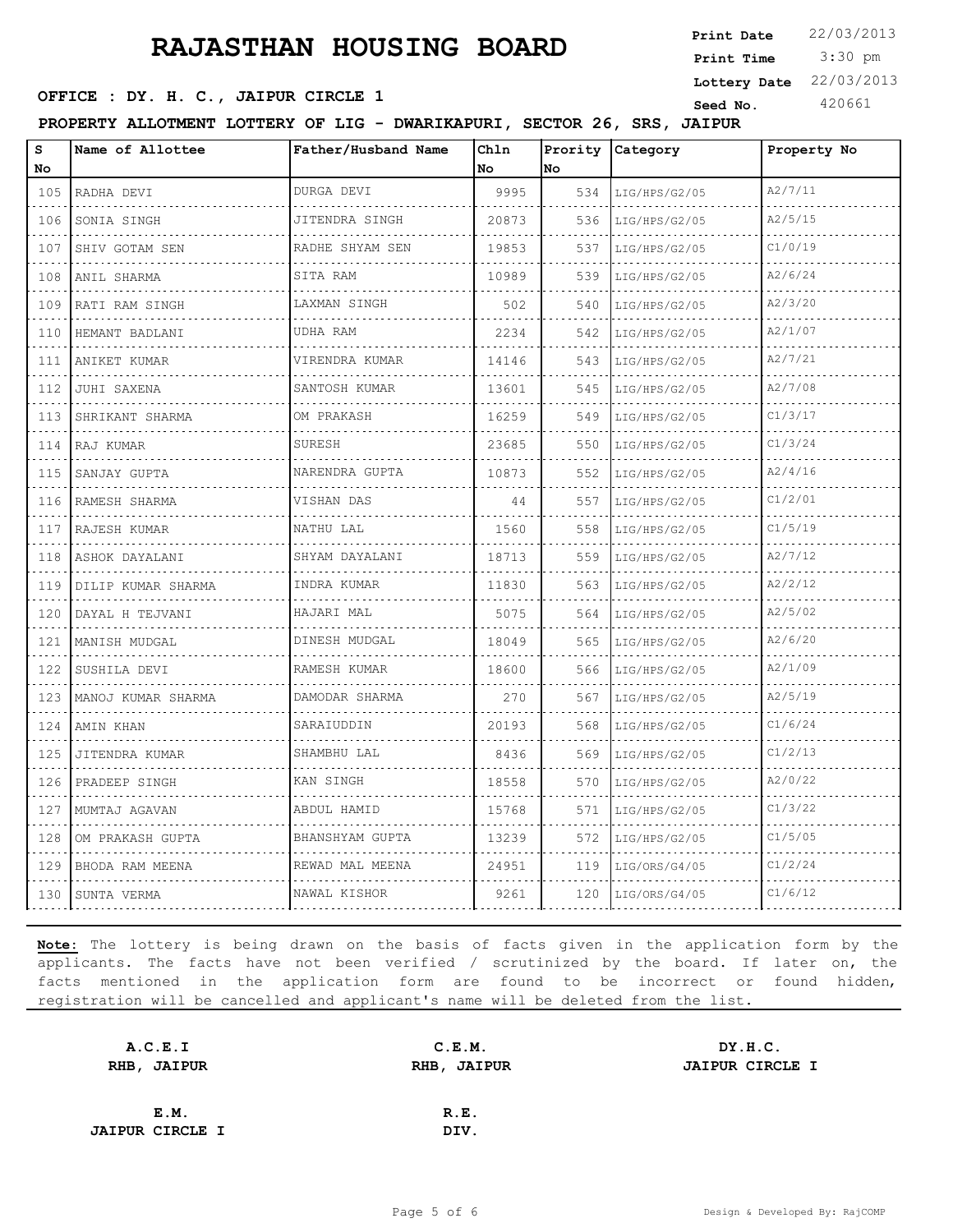# RAJASTHAN HOUSING BOARD

**Print Date** 22/03/2013
**Print Time** 3:30 pm
**Lottery Date** 22/03/2013
**Seed No.** 420661

**OFFICE : DY. H. C., JAIPUR CIRCLE 1**

**PROPERTY ALLOTMENT LOTTERY OF LIG - DWARIKAPURI, SECTOR 26, SRS, JAIPUR**

| S No | Name of Allottee | Father/Husband Name | Chln No | Prority No | Category | Property No |
|---|---|---|---|---|---|---|
| 105 | RADHA DEVI | DURGA DEVI | 9995 | 534 | LIG/HPS/G2/05 | A2/7/11 |
| 106 | SONIA SINGH | JITENDRA SINGH | 20873 | 536 | LIG/HPS/G2/05 | A2/5/15 |
| 107 | SHIV GOTAM SEN | RADHE SHYAM SEN | 19853 | 537 | LIG/HPS/G2/05 | C1/0/19 |
| 108 | ANIL SHARMA | SITA RAM | 10989 | 539 | LIG/HPS/G2/05 | A2/6/24 |
| 109 | RATI RAM SINGH | LAXMAN SINGH | 502 | 540 | LIG/HPS/G2/05 | A2/3/20 |
| 110 | HEMANT BADLANI | UDHA RAM | 2234 | 542 | LIG/HPS/G2/05 | A2/1/07 |
| 111 | ANIKET KUMAR | VIRENDRA KUMAR | 14146 | 543 | LIG/HPS/G2/05 | A2/7/21 |
| 112 | JUHI SAXENA | SANTOSH KUMAR | 13601 | 545 | LIG/HPS/G2/05 | A2/7/08 |
| 113 | SHRIKANT SHARMA | OM PRAKASH | 16259 | 549 | LIG/HPS/G2/05 | C1/3/17 |
| 114 | RAJ KUMAR | SURESH | 23685 | 550 | LIG/HPS/G2/05 | C1/3/24 |
| 115 | SANJAY GUPTA | NARENDRA GUPTA | 10873 | 552 | LIG/HPS/G2/05 | A2/4/16 |
| 116 | RAMESH SHARMA | VISHAN DAS | 44 | 557 | LIG/HPS/G2/05 | C1/2/01 |
| 117 | RAJESH KUMAR | NATHU LAL | 1560 | 558 | LIG/HPS/G2/05 | C1/5/19 |
| 118 | ASHOK DAYALANI | SHYAM DAYALANI | 18713 | 559 | LIG/HPS/G2/05 | A2/7/12 |
| 119 | DILIP KUMAR SHARMA | INDRA KUMAR | 11830 | 563 | LIG/HPS/G2/05 | A2/2/12 |
| 120 | DAYAL H TEJVANI | HAJARI MAL | 5075 | 564 | LIG/HPS/G2/05 | A2/5/02 |
| 121 | MANISH MUDGAL | DINESH MUDGAL | 18049 | 565 | LIG/HPS/G2/05 | A2/6/20 |
| 122 | SUSHILA DEVI | RAMESH KUMAR | 18600 | 566 | LIG/HPS/G2/05 | A2/1/09 |
| 123 | MANOJ KUMAR SHARMA | DAMODAR SHARMA | 270 | 567 | LIG/HPS/G2/05 | A2/5/19 |
| 124 | AMIN KHAN | SARAIUDDIN | 20193 | 568 | LIG/HPS/G2/05 | C1/6/24 |
| 125 | JITENDRA KUMAR | SHAMBHU LAL | 8436 | 569 | LIG/HPS/G2/05 | C1/2/13 |
| 126 | PRADEEP SINGH | KAN SINGH | 18558 | 570 | LIG/HPS/G2/05 | A2/0/22 |
| 127 | MUMTAJ AGAVAN | ABDUL HAMID | 15768 | 571 | LIG/HPS/G2/05 | C1/3/22 |
| 128 | OM PRAKASH GUPTA | BHANSHYAM GUPTA | 13239 | 572 | LIG/HPS/G2/05 | C1/5/05 |
| 129 | BHODA RAM MEENA | REWAD MAL MEENA | 24951 | 119 | LIG/ORS/G4/05 | C1/2/24 |
| 130 | SUNTA VERMA | NAWAL KISHOR | 9261 | 120 | LIG/ORS/G4/05 | C1/6/12 |

**Note:** The lottery is being drawn on the basis of facts given in the application form by the applicants. The facts have not been verified / scrutinized by the board. If later on, the facts mentioned in the application form are found to be incorrect or found hidden, registration will be cancelled and applicant's name will be deleted from the list.

**A.C.E.I**
**RHB, JAIPUR**

**C.E.M.**
**RHB, JAIPUR**

**DY.H.C.**
**JAIPUR CIRCLE I**

**E.M.**
**JAIPUR CIRCLE I**

**R.E.**
**DIV.**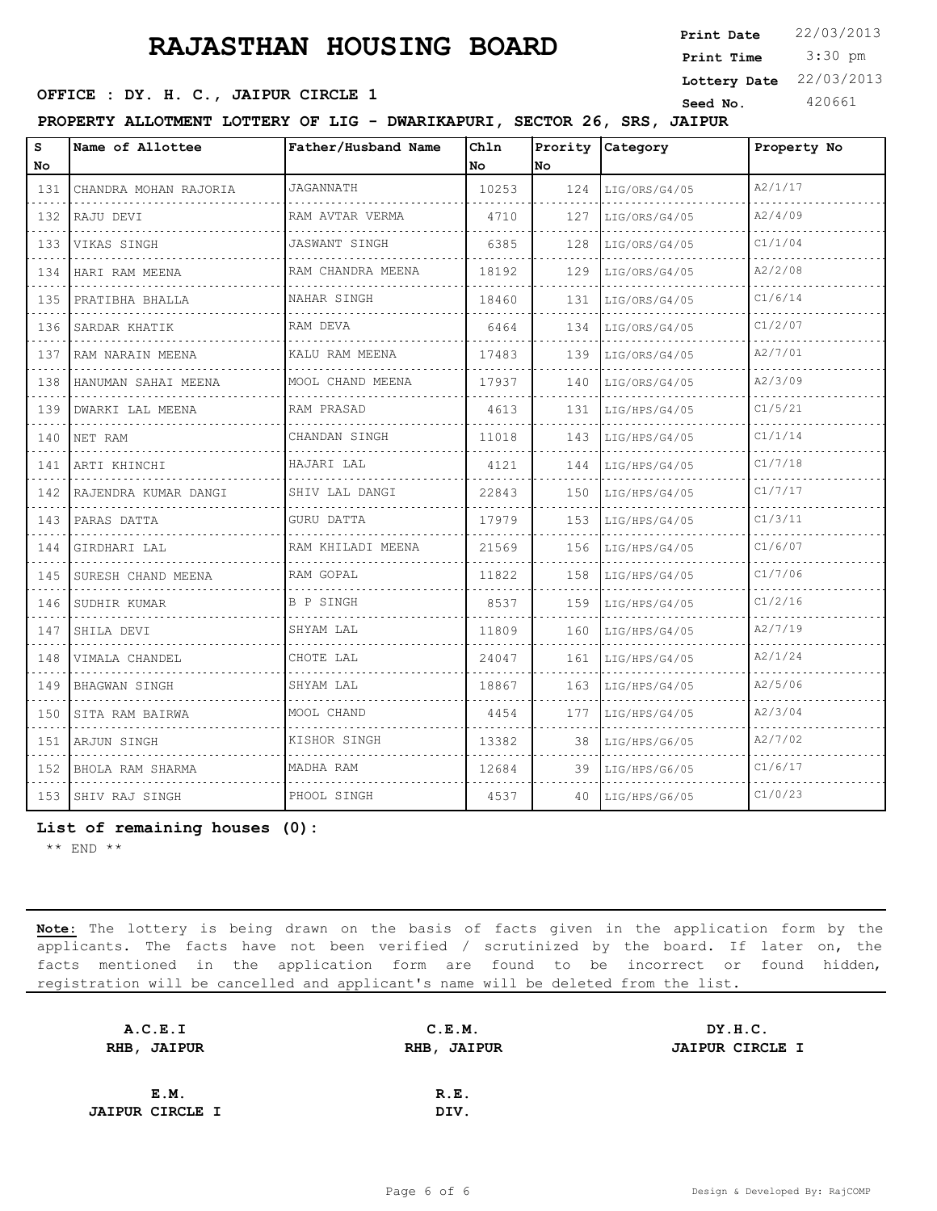# RAJASTHAN HOUSING BOARD

**Print Date** 22/03/2013
**Print Time** 3:30 pm
**Lottery Date** 22/03/2013
**Seed No.** 420661

**OFFICE : DY. H. C., JAIPUR CIRCLE 1**

**PROPERTY ALLOTMENT LOTTERY OF LIG - DWARIKAPURI, SECTOR 26, SRS, JAIPUR**

| S No | Name of Allottee | Father/Husband Name | Chln No | Prority No | Category | Property No |
|---|---|---|---|---|---|---|
| 131 | CHANDRA MOHAN RAJORIA | JAGANNATH | 10253 | 124 | LIG/ORS/G4/05 | A2/1/17 |
| 132 | RAJU DEVI | RAM AVTAR VERMA | 4710 | 127 | LIG/ORS/G4/05 | A2/4/09 |
| 133 | VIKAS SINGH | JASWANT SINGH | 6385 | 128 | LIG/ORS/G4/05 | C1/1/04 |
| 134 | HARI RAM MEENA | RAM CHANDRA MEENA | 18192 | 129 | LIG/ORS/G4/05 | A2/2/08 |
| 135 | PRATIBHA BHALLA | NAHAR SINGH | 18460 | 131 | LIG/ORS/G4/05 | C1/6/14 |
| 136 | SARDAR KHATIK | RAM DEVA | 6464 | 134 | LIG/ORS/G4/05 | C1/2/07 |
| 137 | RAM NARAIN MEENA | KALU RAM MEENA | 17483 | 139 | LIG/ORS/G4/05 | A2/7/01 |
| 138 | HANUMAN SAHAI MEENA | MOOL CHAND MEENA | 17937 | 140 | LIG/ORS/G4/05 | A2/3/09 |
| 139 | DWARKI LAL MEENA | RAM PRASAD | 4613 | 131 | LIG/HPS/G4/05 | C1/5/21 |
| 140 | NET RAM | CHANDAN SINGH | 11018 | 143 | LIG/HPS/G4/05 | C1/1/14 |
| 141 | ARTI KHINCHI | HAJARI LAL | 4121 | 144 | LIG/HPS/G4/05 | C1/7/18 |
| 142 | RAJENDRA KUMAR DANGI | SHIV LAL DANGI | 22843 | 150 | LIG/HPS/G4/05 | C1/7/17 |
| 143 | PARAS DATTA | GURU DATTA | 17979 | 153 | LIG/HPS/G4/05 | C1/3/11 |
| 144 | GIRDHARI LAL | RAM KHILADI MEENA | 21569 | 156 | LIG/HPS/G4/05 | C1/6/07 |
| 145 | SURESH CHAND MEENA | RAM GOPAL | 11822 | 158 | LIG/HPS/G4/05 | C1/7/06 |
| 146 | SUDHIR KUMAR | B P SINGH | 8537 | 159 | LIG/HPS/G4/05 | C1/2/16 |
| 147 | SHILA DEVI | SHYAM LAL | 11809 | 160 | LIG/HPS/G4/05 | A2/7/19 |
| 148 | VIMALA CHANDEL | CHOTE LAL | 24047 | 161 | LIG/HPS/G4/05 | A2/1/24 |
| 149 | BHAGWAN SINGH | SHYAM LAL | 18867 | 163 | LIG/HPS/G4/05 | A2/5/06 |
| 150 | SITA RAM BAIRWA | MOOL CHAND | 4454 | 177 | LIG/HPS/G4/05 | A2/3/04 |
| 151 | ARJUN SINGH | KISHOR SINGH | 13382 | 38 | LIG/HPS/G6/05 | A2/7/02 |
| 152 | BHOLA RAM SHARMA | MADHA RAM | 12684 | 39 | LIG/HPS/G6/05 | C1/6/17 |
| 153 | SHIV RAJ SINGH | PHOOL SINGH | 4537 | 40 | LIG/HPS/G6/05 | C1/0/23 |

**List of remaining houses (0):**

** END **

**Note:** The lottery is being drawn on the basis of facts given in the application form by the applicants. The facts have not been verified / scrutinized by the board. If later on, the facts mentioned in the application form are found to be incorrect or found hidden, registration will be cancelled and applicant's name will be deleted from the list.

| | | |
|---|---|---|
| **A.C.E.I**<br>**RHB, JAIPUR** | **C.E.M.**<br>**RHB, JAIPUR** | **DY.H.C.**<br>**JAIPUR CIRCLE I** |
| **E.M.**<br>**JAIPUR CIRCLE I** | **R.E.**<br>**DIV.** | |

Design & Developed By: RajCOMP